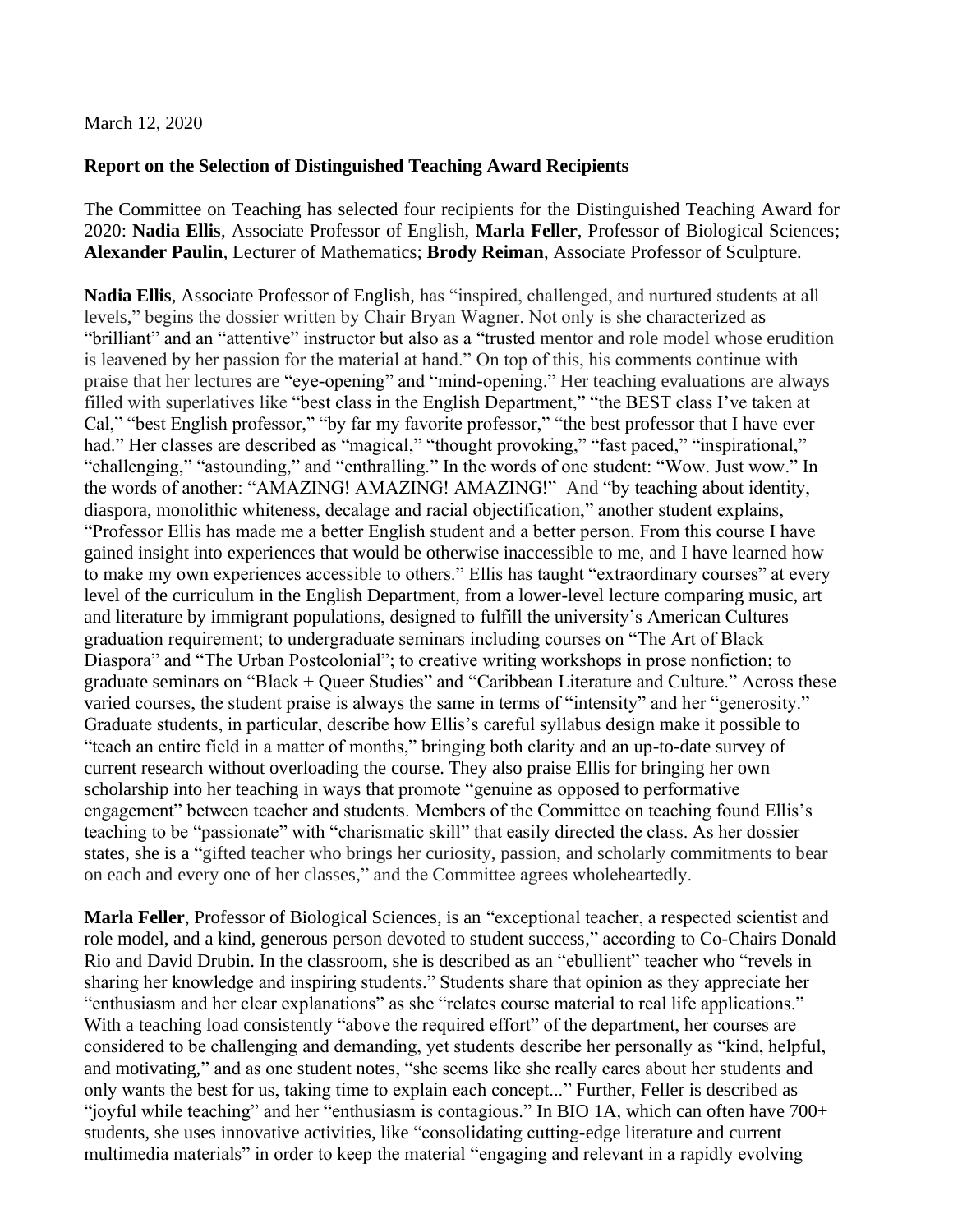March 12, 2020

**Report on the Selection of Distinguished Teaching Award Recipients**

The Committee on Teaching has selected four recipients for the Distinguished Teaching Award for 2020: **Nadia Ellis**, Associate Professor of English, **Marla Feller**, Professor of Biological Sciences; **Alexander Paulin**, Lecturer of Mathematics; **Brody Reiman**, Associate Professor of Sculpture.

**Nadia Ellis**, Associate Professor of English, has "inspired, challenged, and nurtured students at all levels," begins the dossier written by Chair Bryan Wagner. Not only is she characterized as "brilliant" and an "attentive" instructor but also as a "trusted mentor and role model whose erudition is leavened by her passion for the material at hand." On top of this, his comments continue with praise that her lectures are "eye-opening" and "mind-opening." Her teaching evaluations are always filled with superlatives like "best class in the English Department," "the BEST class I've taken at Cal," "best English professor," "by far my favorite professor," "the best professor that I have ever had." Her classes are described as "magical," "thought provoking," "fast paced," "inspirational," "challenging," "astounding," and "enthralling." In the words of one student: "Wow. Just wow." In the words of another: "AMAZING! AMAZING! AMAZING!" And "by teaching about identity, diaspora, monolithic whiteness, decalage and racial objectification," another student explains, "Professor Ellis has made me a better English student and a better person. From this course I have gained insight into experiences that would be otherwise inaccessible to me, and I have learned how to make my own experiences accessible to others." Ellis has taught "extraordinary courses" at every level of the curriculum in the English Department, from a lower-level lecture comparing music, art and literature by immigrant populations, designed to fulfill the university's American Cultures graduation requirement; to undergraduate seminars including courses on "The Art of Black Diaspora" and "The Urban Postcolonial"; to creative writing workshops in prose nonfiction; to graduate seminars on "Black + Queer Studies" and "Caribbean Literature and Culture." Across these varied courses, the student praise is always the same in terms of "intensity" and her "generosity." Graduate students, in particular, describe how Ellis's careful syllabus design make it possible to "teach an entire field in a matter of months," bringing both clarity and an up-to-date survey of current research without overloading the course. They also praise Ellis for bringing her own scholarship into her teaching in ways that promote "genuine as opposed to performative engagement" between teacher and students. Members of the Committee on teaching found Ellis's teaching to be "passionate" with "charismatic skill" that easily directed the class. As her dossier states, she is a "gifted teacher who brings her curiosity, passion, and scholarly commitments to bear on each and every one of her classes," and the Committee agrees wholeheartedly.

**Marla Feller**, Professor of Biological Sciences, is an "exceptional teacher, a respected scientist and role model, and a kind, generous person devoted to student success," according to Co-Chairs Donald Rio and David Drubin. In the classroom, she is described as an "ebullient" teacher who "revels in sharing her knowledge and inspiring students." Students share that opinion as they appreciate her "enthusiasm and her clear explanations" as she "relates course material to real life applications." With a teaching load consistently "above the required effort" of the department, her courses are considered to be challenging and demanding, yet students describe her personally as "kind, helpful, and motivating," and as one student notes, "she seems like she really cares about her students and only wants the best for us, taking time to explain each concept..." Further, Feller is described as "joyful while teaching" and her "enthusiasm is contagious." In BIO 1A, which can often have 700+ students, she uses innovative activities, like "consolidating cutting-edge literature and current multimedia materials" in order to keep the material "engaging and relevant in a rapidly evolving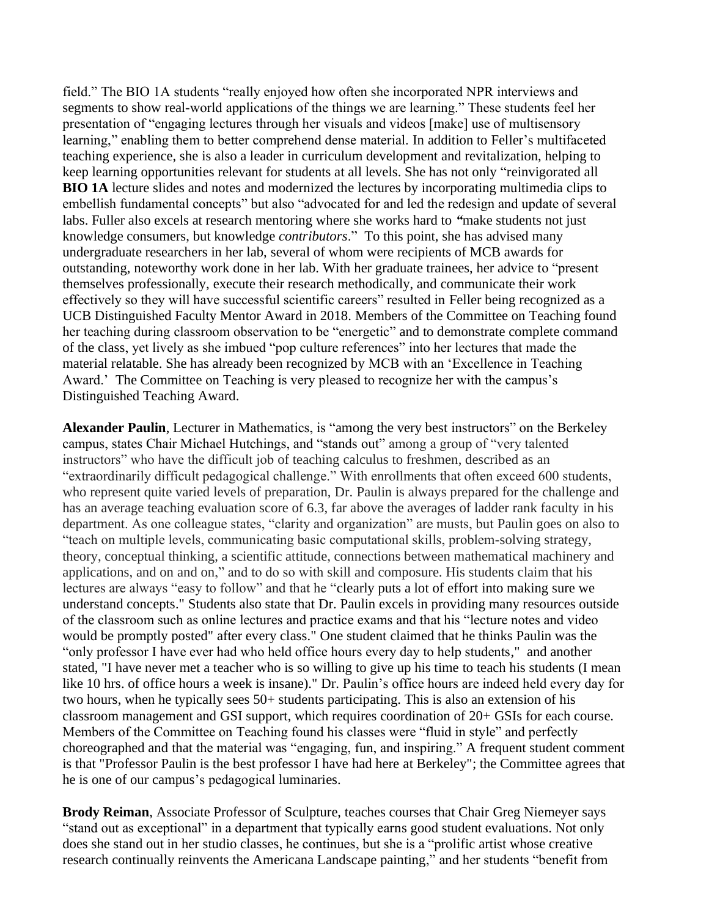field." The BIO 1A students "really enjoyed how often she incorporated NPR interviews and segments to show real-world applications of the things we are learning." These students feel her presentation of "engaging lectures through her visuals and videos [make] use of multisensory learning," enabling them to better comprehend dense material. In addition to Feller's multifaceted teaching experience, she is also a leader in curriculum development and revitalization, helping to keep learning opportunities relevant for students at all levels. She has not only "reinvigorated all **BIO 1A** lecture slides and notes and modernized the lectures by incorporating multimedia clips to embellish fundamental concepts" but also "advocated for and led the redesign and update of several labs. Fuller also excels at research mentoring where she works hard to **"**make students not just knowledge consumers, but knowledge *contributors*." To this point, she has advised many undergraduate researchers in her lab, several of whom were recipients of MCB awards for outstanding, noteworthy work done in her lab. With her graduate trainees, her advice to "present themselves professionally, execute their research methodically, and communicate their work effectively so they will have successful scientific careers" resulted in Feller being recognized as a UCB Distinguished Faculty Mentor Award in 2018. Members of the Committee on Teaching found her teaching during classroom observation to be "energetic" and to demonstrate complete command of the class, yet lively as she imbued "pop culture references" into her lectures that made the material relatable. She has already been recognized by MCB with an 'Excellence in Teaching Award.' The Committee on Teaching is very pleased to recognize her with the campus's Distinguished Teaching Award.

**Alexander Paulin**, Lecturer in Mathematics, is "among the very best instructors" on the Berkeley campus, states Chair Michael Hutchings, and "stands out" among a group of "very talented instructors" who have the difficult job of teaching calculus to freshmen, described as an "extraordinarily difficult pedagogical challenge." With enrollments that often exceed 600 students, who represent quite varied levels of preparation, Dr. Paulin is always prepared for the challenge and has an average teaching evaluation score of 6.3, far above the averages of ladder rank faculty in his department. As one colleague states, "clarity and organization" are musts, but Paulin goes on also to "teach on multiple levels, communicating basic computational skills, problem-solving strategy, theory, conceptual thinking, a scientific attitude, connections between mathematical machinery and applications, and on and on," and to do so with skill and composure. His students claim that his lectures are always "easy to follow" and that he "clearly puts a lot of effort into making sure we understand concepts." Students also state that Dr. Paulin excels in providing many resources outside of the classroom such as online lectures and practice exams and that his "lecture notes and video would be promptly posted" after every class." One student claimed that he thinks Paulin was the "only professor I have ever had who held office hours every day to help students," and another stated, "I have never met a teacher who is so willing to give up his time to teach his students (I mean like 10 hrs. of office hours a week is insane)." Dr. Paulin's office hours are indeed held every day for two hours, when he typically sees 50+ students participating. This is also an extension of his classroom management and GSI support, which requires coordination of 20+ GSIs for each course. Members of the Committee on Teaching found his classes were "fluid in style" and perfectly choreographed and that the material was "engaging, fun, and inspiring." A frequent student comment is that "Professor Paulin is the best professor I have had here at Berkeley"; the Committee agrees that he is one of our campus's pedagogical luminaries.

**Brody Reiman**, Associate Professor of Sculpture, teaches courses that Chair Greg Niemeyer says "stand out as exceptional" in a department that typically earns good student evaluations. Not only does she stand out in her studio classes, he continues, but she is a "prolific artist whose creative research continually reinvents the Americana Landscape painting," and her students "benefit from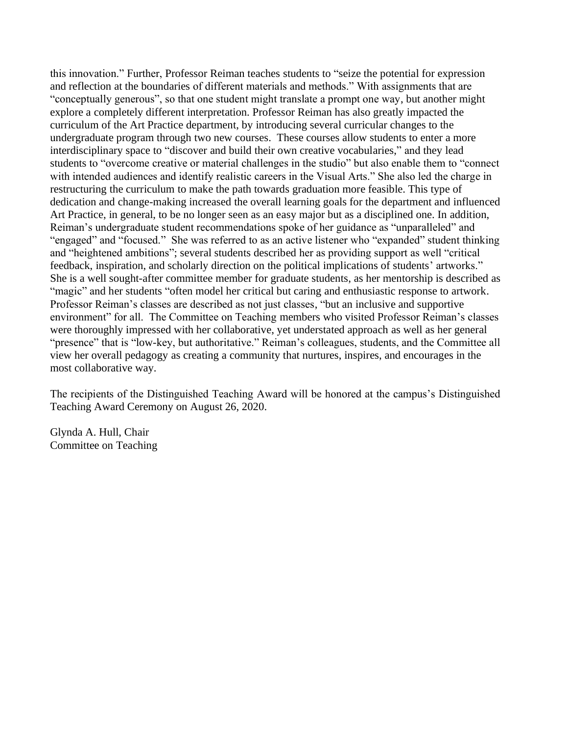this innovation." Further, Professor Reiman teaches students to "seize the potential for expression and reflection at the boundaries of different materials and methods." With assignments that are "conceptually generous", so that one student might translate a prompt one way, but another might explore a completely different interpretation. Professor Reiman has also greatly impacted the curriculum of the Art Practice department, by introducing several curricular changes to the undergraduate program through two new courses. These courses allow students to enter a more interdisciplinary space to "discover and build their own creative vocabularies," and they lead students to "overcome creative or material challenges in the studio" but also enable them to "connect with intended audiences and identify realistic careers in the Visual Arts." She also led the charge in restructuring the curriculum to make the path towards graduation more feasible. This type of dedication and change-making increased the overall learning goals for the department and influenced Art Practice, in general, to be no longer seen as an easy major but as a disciplined one. In addition, Reiman's undergraduate student recommendations spoke of her guidance as "unparalleled" and "engaged" and "focused." She was referred to as an active listener who "expanded" student thinking and "heightened ambitions"; several students described her as providing support as well "critical feedback, inspiration, and scholarly direction on the political implications of students' artworks." She is a well sought-after committee member for graduate students, as her mentorship is described as "magic" and her students "often model her critical but caring and enthusiastic response to artwork. Professor Reiman's classes are described as not just classes, "but an inclusive and supportive environment" for all. The Committee on Teaching members who visited Professor Reiman's classes were thoroughly impressed with her collaborative, yet understated approach as well as her general "presence" that is "low-key, but authoritative." Reiman's colleagues, students, and the Committee all view her overall pedagogy as creating a community that nurtures, inspires, and encourages in the most collaborative way.

The recipients of the Distinguished Teaching Award will be honored at the campus's Distinguished Teaching Award Ceremony on August 26, 2020.

Glynda A. Hull, Chair
Committee on Teaching